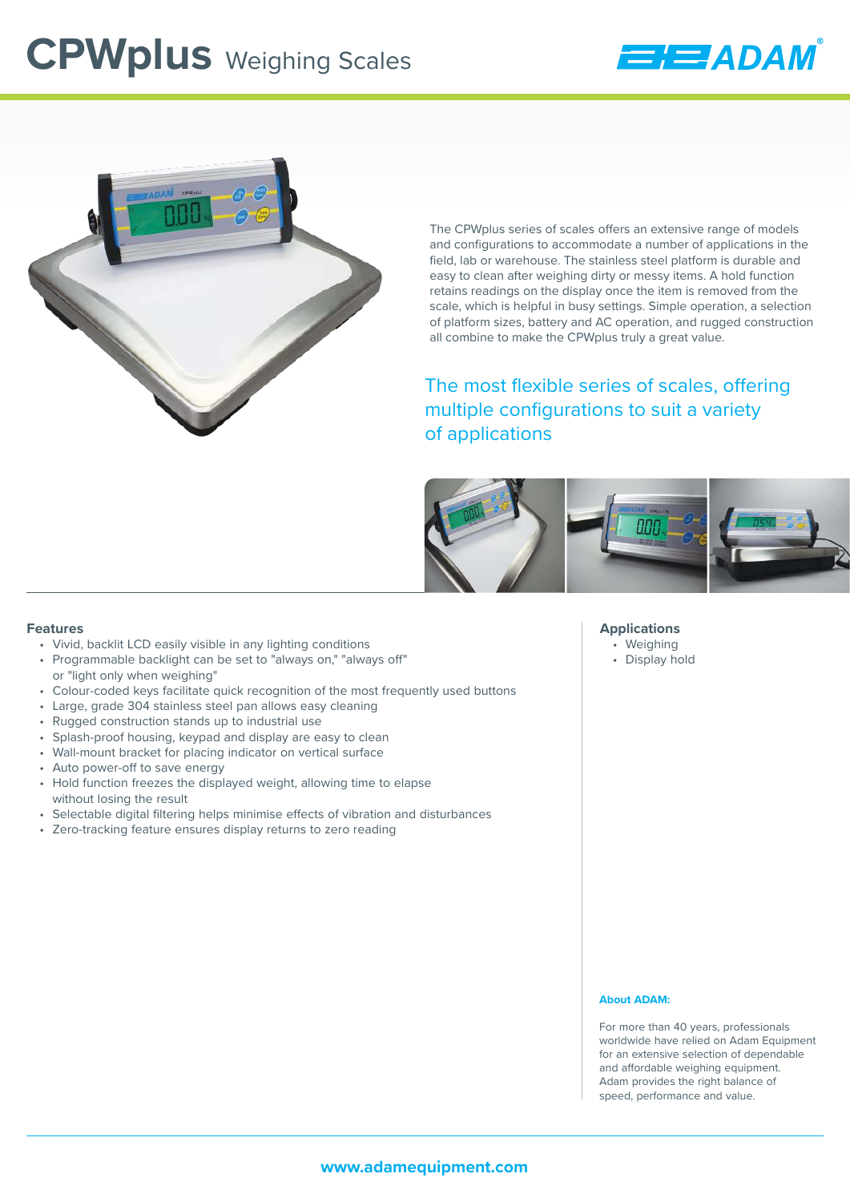# CPWplus Weighing Scales

The CPWplus series of scales offers an extensive range of models and configurations to accommodate a number of applications in the field, lab or warehouse. The stainless steel platform is durable and easy to clean after weighing dirty or messy items. A hold function retains readings on the display once the item is removed from the scale, which is helpful in busy settings. Simple operation, a selection of platform sizes, battery and AC operation, and rugged construction all combine to make the CPWplus truly a great value.

## The most flexible series of scales, offering multiple configurations to suit a variety of applications

### Features

- Vivid, backlit LCD easily visible in any lighting conditions
- Programmable backlight can be set to "always on," "always off" or "light only when weighing"
- Colour-coded keys facilitate quick recognition of the most frequently used buttons
- Large, grade 304 stainless steel pan allows easy cleaning
- Rugged construction stands up to industrial use
- Splash-proof housing, keypad and display are easy to clean
- Wall-mount bracket for placing indicator on vertical surface
- Auto power-off to save energy
- Hold function freezes the displayed weight, allowing time to elapse without losing the result
- Selectable digital filtering helps minimise effects of vibration and disturbances
- Zero-tracking feature ensures display returns to zero reading

### Applications

- Weighing
- Display hold

**About ADAM:**

For more than 40 years, professionals worldwide have relied on Adam Equipment for an extensive selection of dependable and affordable weighing equipment. Adam provides the right balance of speed, performance and value.

**www.adamequipment.com**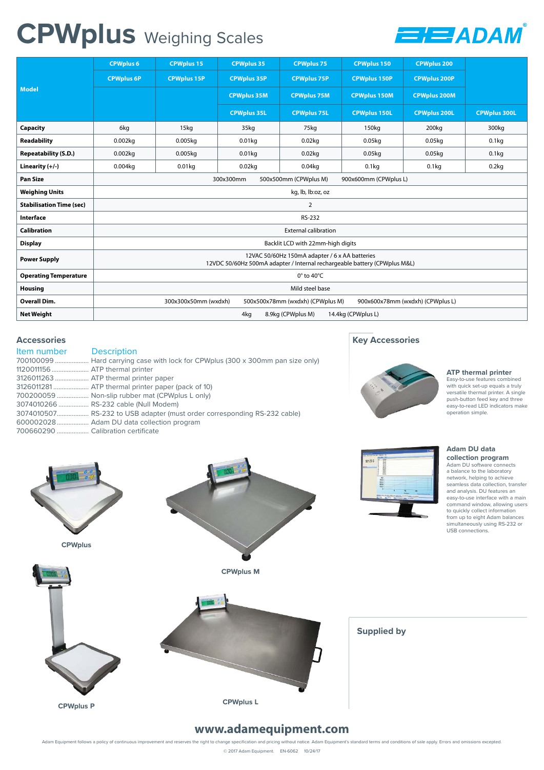# CPWplus Weighing Scales

ADAM

| Model | CPWplus 6 | CPWplus 15 | CPWplus 35 | CPWplus 75 | CPWplus 150 | CPWplus 200 | |
|---|---|---|---|---|---|---|---|
| | CPWplus 6P | CPWplus 15P | CPWplus 35P | CPWplus 75P | CPWplus 150P | CPWplus 200P | |
| | | | CPWplus 35M | CPWplus 75M | CPWplus 150M | CPWplus 200M | |
| | | | CPWplus 35L | CPWplus 75L | CPWplus 150L | CPWplus 200L | CPWplus 300L |
| **Capacity** | 6kg | 15kg | 35kg | 75kg | 150kg | 200kg | 300kg |
| **Readability** | 0.002kg | 0.005kg | 0.01kg | 0.02kg | 0.05kg | 0.05kg | 0.1kg |
| **Repeatability (S.D.)** | 0.002kg | 0.005kg | 0.01kg | 0.02kg | 0.05kg | 0.05kg | 0.1kg |
| **Linearity (+/-)** | 0.004kg | 0.01kg | 0.02kg | 0.04kg | 0.1kg | 0.1kg | 0.2kg |
| **Pan Size** | 300x300mm 500x500mm (CPWplus M) 900x600mm (CPWplus L) | | | | | | |
| **Weighing Units** | kg, lb, lb:oz, oz | | | | | | |
| **Stabilisation Time (sec)** | 2 | | | | | | |
| **Interface** | RS-232 | | | | | | |
| **Calibration** | External calibration | | | | | | |
| **Display** | Backlit LCD with 22mm-high digits | | | | | | |
| **Power Supply** | 12VAC 50/60Hz 150mA adapter / 6 x AA batteries<br>12VDC 50/60Hz 500mA adapter / Internal rechargeable battery (CPWplus M&L) | | | | | | |
| **Operating Temperature** | 0° to 40°C | | | | | | |
| **Housing** | Mild steel base | | | | | | |
| **Overall Dim.** | 300x300x50mm (wxdxh) 500x500x78mm (wxdxh) (CPWplus M) 900x600x78mm (wxdxh) (CPWplus L) | | | | | | |
| **Net Weight** | 4kg 8.9kg (CPWplus M) 14.4kg (CPWplus L) | | | | | | |

## Accessories

| Item number | Description |
|---|---|
| 700100099 | Hard carrying case with lock for CPWplus (300 x 300mm pan size only) |
| 1120011156 | ATP thermal printer |
| 3126011263 | ATP thermal printer paper |
| 3126011281 | ATP thermal printer paper (pack of 10) |
| 700200059 | Non-slip rubber mat (CPWplus L only) |
| 3074010266 | RS-232 cable (Null Modem) |
| 3074010507 | RS-232 to USB adapter (must order corresponding RS-232 cable) |
| 600002028 | Adam DU data collection program |
| 700660290 | Calibration certificate |

CPWplus

CPWplus M

CPWplus P

CPWplus L

## Key Accessories

### ATP thermal printer

Easy-to-use features combined with quick set-up equals a truly versatile thermal printer. A single push-button feed key and three easy-to-read LED indicators make operation simple.

### Adam DU data collection program

Adam DU software connects a balance to the laboratory network, helping to achieve seamless data collection, transfer and analysis. DU features an easy-to-use interface with a main command window, allowing users to quickly collect information from up to eight Adam balances simultaneously using RS-232 or USB connections.

## Supplied by

**www.adamequipment.com**

Adam Equipment follows a policy of continuous improvement and reserves the right to change specification and pricing without notice. Adam Equipment's standard terms and conditions of sale apply. Errors and omissions excepted.

© 2017 Adam Equipment. EN-6062 10/24/17